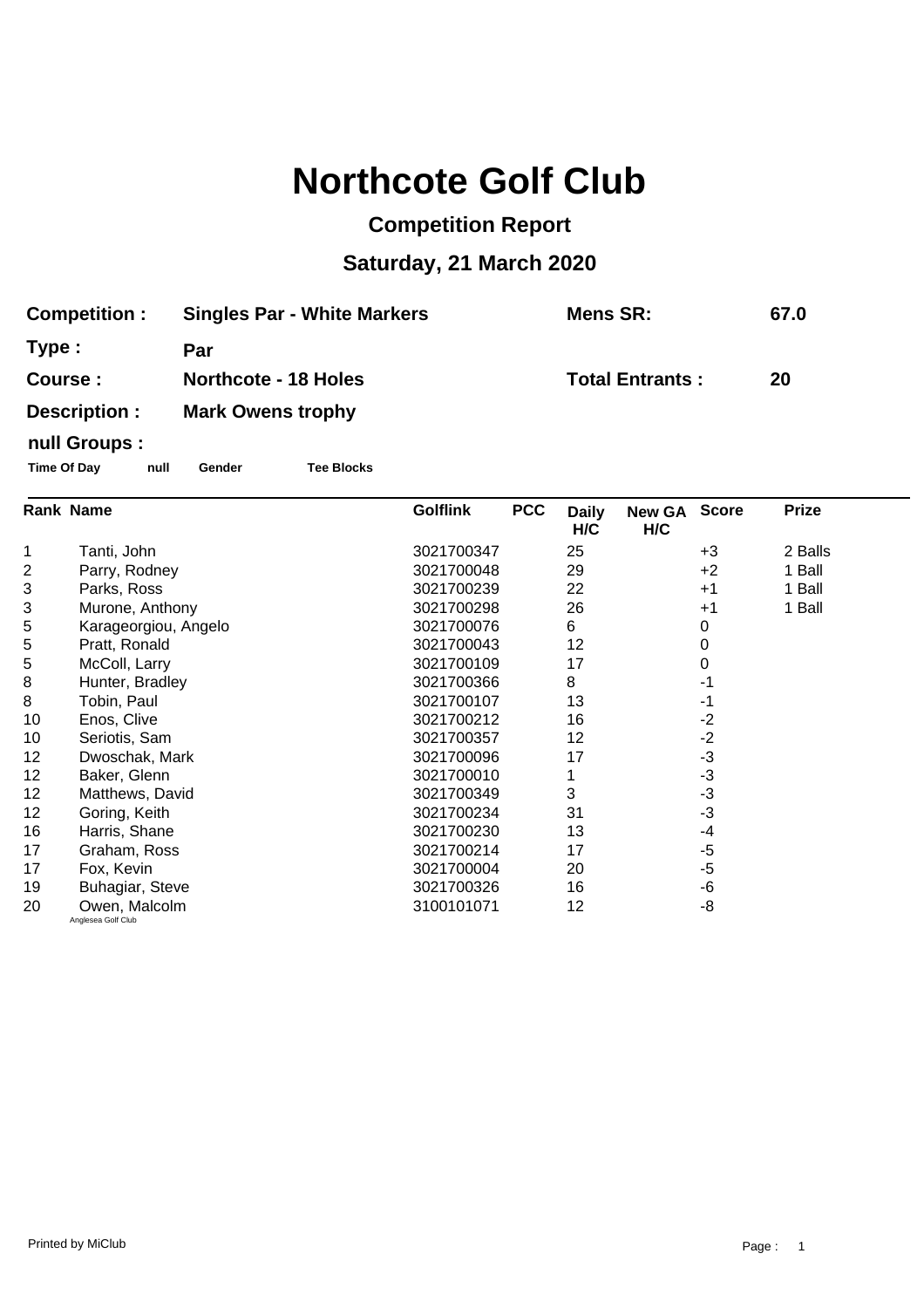# Northcote Golf Club

## Competition Report

## Saturday, 21 March 2020

| | | | |
|---|---|---|---|
| **Competition :** | **Singles Par - White Markers** | **Mens SR:** | **67.0** |
| **Type :** | **Par** | | |
| **Course :** | **Northcote - 18 Holes** | **Total Entrants :** | **20** |
| **Description :** | **Mark Owens trophy** | | |

**null Groups :**

**Time Of Day** **null** **Gender** **Tee Blocks**

| Rank | Name | Golflink | PCC | Daily H/C | New GA H/C | Score | Prize |
|---|---|---|---|---|---|---|---|
| 1 | Tanti, John | 3021700347 | | 25 | | +3 | 2 Balls |
| 2 | Parry, Rodney | 3021700048 | | 29 | | +2 | 1 Ball |
| 3 | Parks, Ross | 3021700239 | | 22 | | +1 | 1 Ball |
| 3 | Murone, Anthony | 3021700298 | | 26 | | +1 | 1 Ball |
| 5 | Karageorgiou, Angelo | 3021700076 | | 6 | | 0 | |
| 5 | Pratt, Ronald | 3021700043 | | 12 | | 0 | |
| 5 | McColl, Larry | 3021700109 | | 17 | | 0 | |
| 8 | Hunter, Bradley | 3021700366 | | 8 | | -1 | |
| 8 | Tobin, Paul | 3021700107 | | 13 | | -1 | |
| 10 | Enos, Clive | 3021700212 | | 16 | | -2 | |
| 10 | Seriotis, Sam | 3021700357 | | 12 | | -2 | |
| 12 | Dwoschak, Mark | 3021700096 | | 17 | | -3 | |
| 12 | Baker, Glenn | 3021700010 | | 1 | | -3 | |
| 12 | Matthews, David | 3021700349 | | 3 | | -3 | |
| 12 | Goring, Keith | 3021700234 | | 31 | | -3 | |
| 16 | Harris, Shane | 3021700230 | | 13 | | -4 | |
| 17 | Graham, Ross | 3021700214 | | 17 | | -5 | |
| 17 | Fox, Kevin | 3021700004 | | 20 | | -5 | |
| 19 | Buhagiar, Steve | 3021700326 | | 16 | | -6 | |
| 20 | Owen, Malcolm<br>Anglesea Golf Club | 3100101071 | | 12 | | -8 | |

Printed by MiClub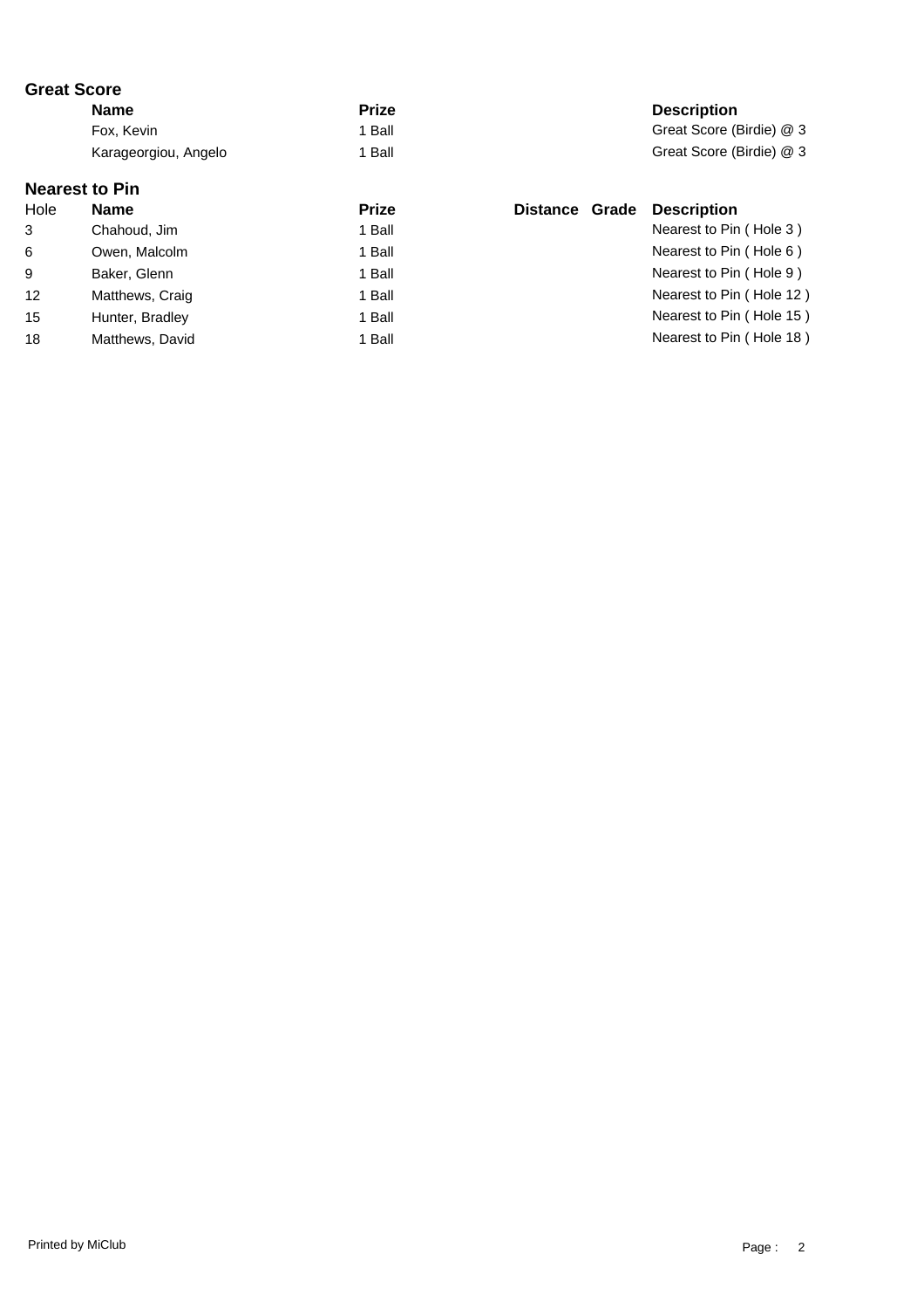## Great Score

| | Name | Prize | Description |
|---|---|---|---|
| | Fox, Kevin | 1 Ball | Great Score (Birdie) @ 3 |
| | Karageorgiou, Angelo | 1 Ball | Great Score (Birdie) @ 3 |

## Nearest to Pin

| Hole | Name | Prize | Distance | Grade | Description |
|---|---|---|---|---|---|
| 3 | Chahoud, Jim | 1 Ball | | | Nearest to Pin ( Hole 3 ) |
| 6 | Owen, Malcolm | 1 Ball | | | Nearest to Pin ( Hole 6 ) |
| 9 | Baker, Glenn | 1 Ball | | | Nearest to Pin ( Hole 9 ) |
| 12 | Matthews, Craig | 1 Ball | | | Nearest to Pin ( Hole 12 ) |
| 15 | Hunter, Bradley | 1 Ball | | | Nearest to Pin ( Hole 15 ) |
| 18 | Matthews, David | 1 Ball | | | Nearest to Pin ( Hole 18 ) |

Printed by MiClub